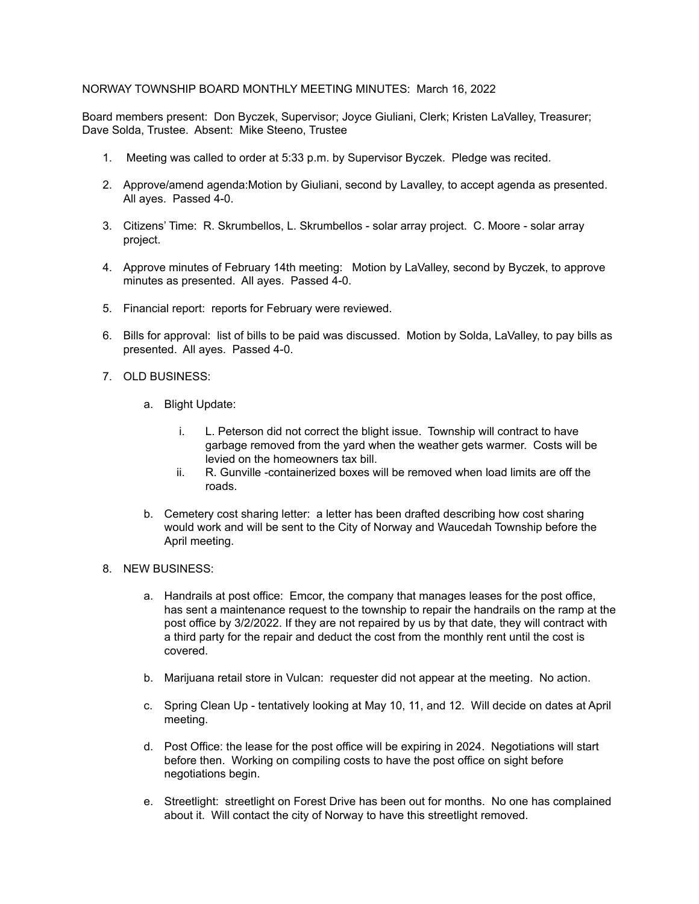NORWAY TOWNSHIP BOARD MONTHLY MEETING MINUTES: March 16, 2022

Board members present: Don Byczek, Supervisor; Joyce Giuliani, Clerk; Kristen LaValley, Treasurer; Dave Solda, Trustee. Absent: Mike Steeno, Trustee

1. Meeting was called to order at 5:33 p.m. by Supervisor Byczek. Pledge was recited.

2. Approve/amend agenda:Motion by Giuliani, second by Lavalley, to accept agenda as presented. All ayes. Passed 4-0.

3. Citizens' Time: R. Skrumbellos, L. Skrumbellos - solar array project. C. Moore - solar array project.

4. Approve minutes of February 14th meeting: Motion by LaValley, second by Byczek, to approve minutes as presented. All ayes. Passed 4-0.

5. Financial report: reports for February were reviewed.

6. Bills for approval: list of bills to be paid was discussed. Motion by Solda, LaValley, to pay bills as presented. All ayes. Passed 4-0.

7. OLD BUSINESS:

   a. Blight Update:

      i. L. Peterson did not correct the blight issue. Township will contract to have garbage removed from the yard when the weather gets warmer. Costs will be levied on the homeowners tax bill.
      ii. R. Gunville -containerized boxes will be removed when load limits are off the roads.

   b. Cemetery cost sharing letter: a letter has been drafted describing how cost sharing would work and will be sent to the City of Norway and Waucedah Township before the April meeting.

8. NEW BUSINESS:

   a. Handrails at post office: Emcor, the company that manages leases for the post office, has sent a maintenance request to the township to repair the handrails on the ramp at the post office by 3/2/2022. If they are not repaired by us by that date, they will contract with a third party for the repair and deduct the cost from the monthly rent until the cost is covered.

   b. Marijuana retail store in Vulcan: requester did not appear at the meeting. No action.

   c. Spring Clean Up - tentatively looking at May 10, 11, and 12. Will decide on dates at April meeting.

   d. Post Office: the lease for the post office will be expiring in 2024. Negotiations will start before then. Working on compiling costs to have the post office on sight before negotiations begin.

   e. Streetlight: streetlight on Forest Drive has been out for months. No one has complained about it. Will contact the city of Norway to have this streetlight removed.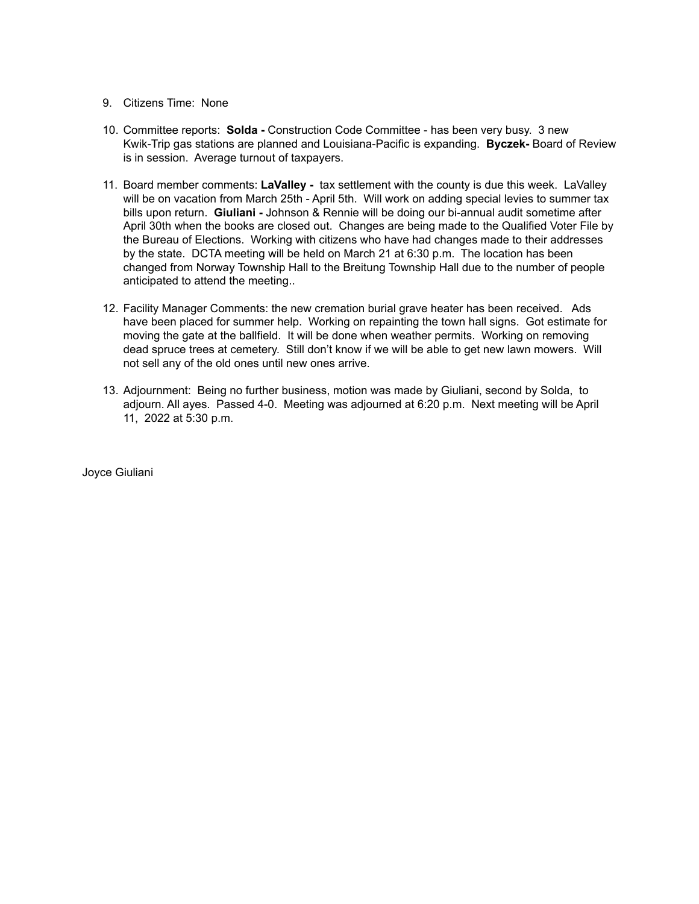9. Citizens Time: None

10. Committee reports: **Solda -** Construction Code Committee - has been very busy. 3 new Kwik-Trip gas stations are planned and Louisiana-Pacific is expanding. **Byczek-** Board of Review is in session. Average turnout of taxpayers.

11. Board member comments: **LaValley -** tax settlement with the county is due this week. LaValley will be on vacation from March 25th - April 5th. Will work on adding special levies to summer tax bills upon return. **Giuliani -** Johnson & Rennie will be doing our bi-annual audit sometime after April 30th when the books are closed out. Changes are being made to the Qualified Voter File by the Bureau of Elections. Working with citizens who have had changes made to their addresses by the state. DCTA meeting will be held on March 21 at 6:30 p.m. The location has been changed from Norway Township Hall to the Breitung Township Hall due to the number of people anticipated to attend the meeting..

12. Facility Manager Comments: the new cremation burial grave heater has been received. Ads have been placed for summer help. Working on repainting the town hall signs. Got estimate for moving the gate at the ballfield. It will be done when weather permits. Working on removing dead spruce trees at cemetery. Still don't know if we will be able to get new lawn mowers. Will not sell any of the old ones until new ones arrive.

13. Adjournment: Being no further business, motion was made by Giuliani, second by Solda, to adjourn. All ayes. Passed 4-0. Meeting was adjourned at 6:20 p.m. Next meeting will be April 11, 2022 at 5:30 p.m.

Joyce Giuliani